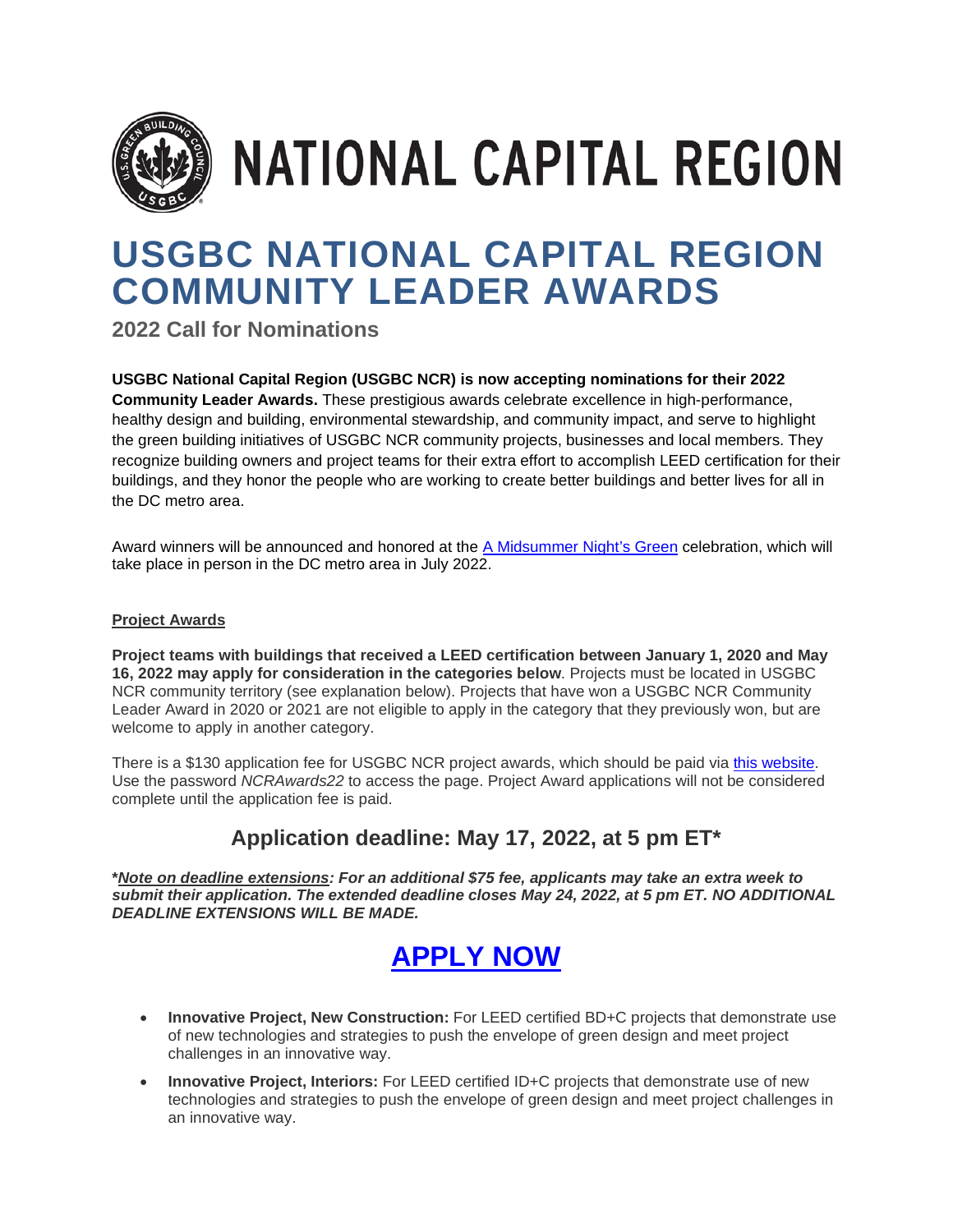# NATIONAL CAPITAL REGION

# USGBC NATIONAL CAPITAL REGION COMMUNITY LEADER AWARDS

## 2022 Call for Nominations

**USGBC National Capital Region (USGBC NCR) is now accepting nominations for their 2022 Community Leader Awards.** These prestigious awards celebrate excellence in high-performance, healthy design and building, environmental stewardship, and community impact, and serve to highlight the green building initiatives of USGBC NCR community projects, businesses and local members. They recognize building owners and project teams for their extra effort to accomplish LEED certification for their buildings, and they honor the people who are working to create better buildings and better lives for all in the DC metro area.

Award winners will be announced and honored at the [A Midsummer Night's Green]() celebration, which will take place in person in the DC metro area in July 2022.

**Project Awards**

**Project teams with buildings that received a LEED certification between January 1, 2020 and May 16, 2022 may apply for consideration in the categories below**. Projects must be located in USGBC NCR community territory (see explanation below). Projects that have won a USGBC NCR Community Leader Award in 2020 or 2021 are not eligible to apply in the category that they previously won, but are welcome to apply in another category.

There is a $130 application fee for USGBC NCR project awards, which should be paid via [this website](). Use the password *NCRAwards22* to access the page. Project Award applications will not be considered complete until the application fee is paid.

### Application deadline: May 17, 2022, at 5 pm ET*

***Note on deadline extensions**: For an additional $75 fee, applicants may take an extra week to submit their application. The extended deadline closes May 24, 2022, at 5 pm ET. NO ADDITIONAL DEADLINE EXTENSIONS WILL BE MADE.*

## [APPLY NOW]()

- **Innovative Project, New Construction:** For LEED certified BD+C projects that demonstrate use of new technologies and strategies to push the envelope of green design and meet project challenges in an innovative way.
- **Innovative Project, Interiors:** For LEED certified ID+C projects that demonstrate use of new technologies and strategies to push the envelope of green design and meet project challenges in an innovative way.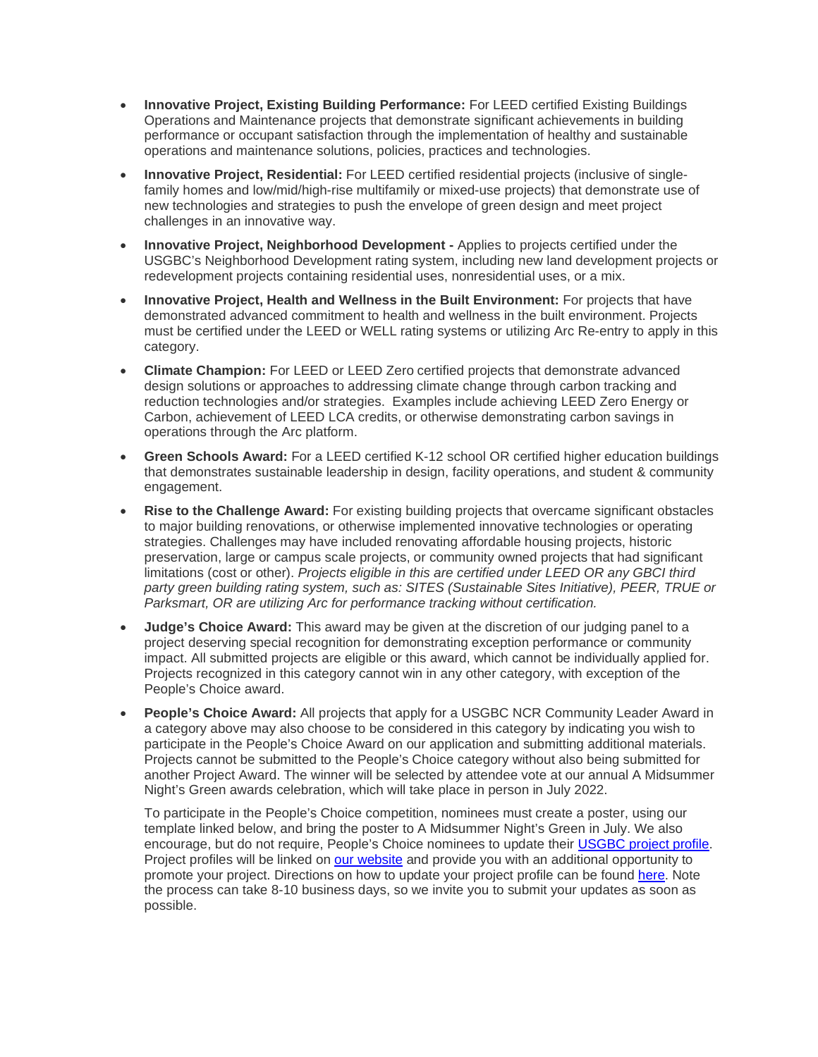- **Innovative Project, Existing Building Performance:** For LEED certified Existing Buildings Operations and Maintenance projects that demonstrate significant achievements in building performance or occupant satisfaction through the implementation of healthy and sustainable operations and maintenance solutions, policies, practices and technologies.
- **Innovative Project, Residential:** For LEED certified residential projects (inclusive of single-family homes and low/mid/high-rise multifamily or mixed-use projects) that demonstrate use of new technologies and strategies to push the envelope of green design and meet project challenges in an innovative way.
- **Innovative Project, Neighborhood Development -** Applies to projects certified under the USGBC's Neighborhood Development rating system, including new land development projects or redevelopment projects containing residential uses, nonresidential uses, or a mix.
- **Innovative Project, Health and Wellness in the Built Environment:** For projects that have demonstrated advanced commitment to health and wellness in the built environment. Projects must be certified under the LEED or WELL rating systems or utilizing Arc Re-entry to apply in this category.
- **Climate Champion:** For LEED or LEED Zero certified projects that demonstrate advanced design solutions or approaches to addressing climate change through carbon tracking and reduction technologies and/or strategies. Examples include achieving LEED Zero Energy or Carbon, achievement of LEED LCA credits, or otherwise demonstrating carbon savings in operations through the Arc platform.
- **Green Schools Award:** For a LEED certified K-12 school OR certified higher education buildings that demonstrates sustainable leadership in design, facility operations, and student & community engagement.
- **Rise to the Challenge Award:** For existing building projects that overcame significant obstacles to major building renovations, or otherwise implemented innovative technologies or operating strategies. Challenges may have included renovating affordable housing projects, historic preservation, large or campus scale projects, or community owned projects that had significant limitations (cost or other). *Projects eligible in this are certified under LEED OR any GBCI third party green building rating system, such as: SITES (Sustainable Sites Initiative), PEER, TRUE or Parksmart, OR are utilizing Arc for performance tracking without certification.*
- **Judge's Choice Award:** This award may be given at the discretion of our judging panel to a project deserving special recognition for demonstrating exception performance or community impact. All submitted projects are eligible or this award, which cannot be individually applied for. Projects recognized in this category cannot win in any other category, with exception of the People's Choice award.
- **People's Choice Award:** All projects that apply for a USGBC NCR Community Leader Award in a category above may also choose to be considered in this category by indicating you wish to participate in the People's Choice Award on our application and submitting additional materials. Projects cannot be submitted to the People's Choice category without also being submitted for another Project Award. The winner will be selected by attendee vote at our annual A Midsummer Night's Green awards celebration, which will take place in person in July 2022.

  To participate in the People's Choice competition, nominees must create a poster, using our template linked below, and bring the poster to A Midsummer Night's Green in July. We also encourage, but do not require, People's Choice nominees to update their USGBC project profile. Project profiles will be linked on our website and provide you with an additional opportunity to promote your project. Directions on how to update your project profile can be found here. Note the process can take 8-10 business days, so we invite you to submit your updates as soon as possible.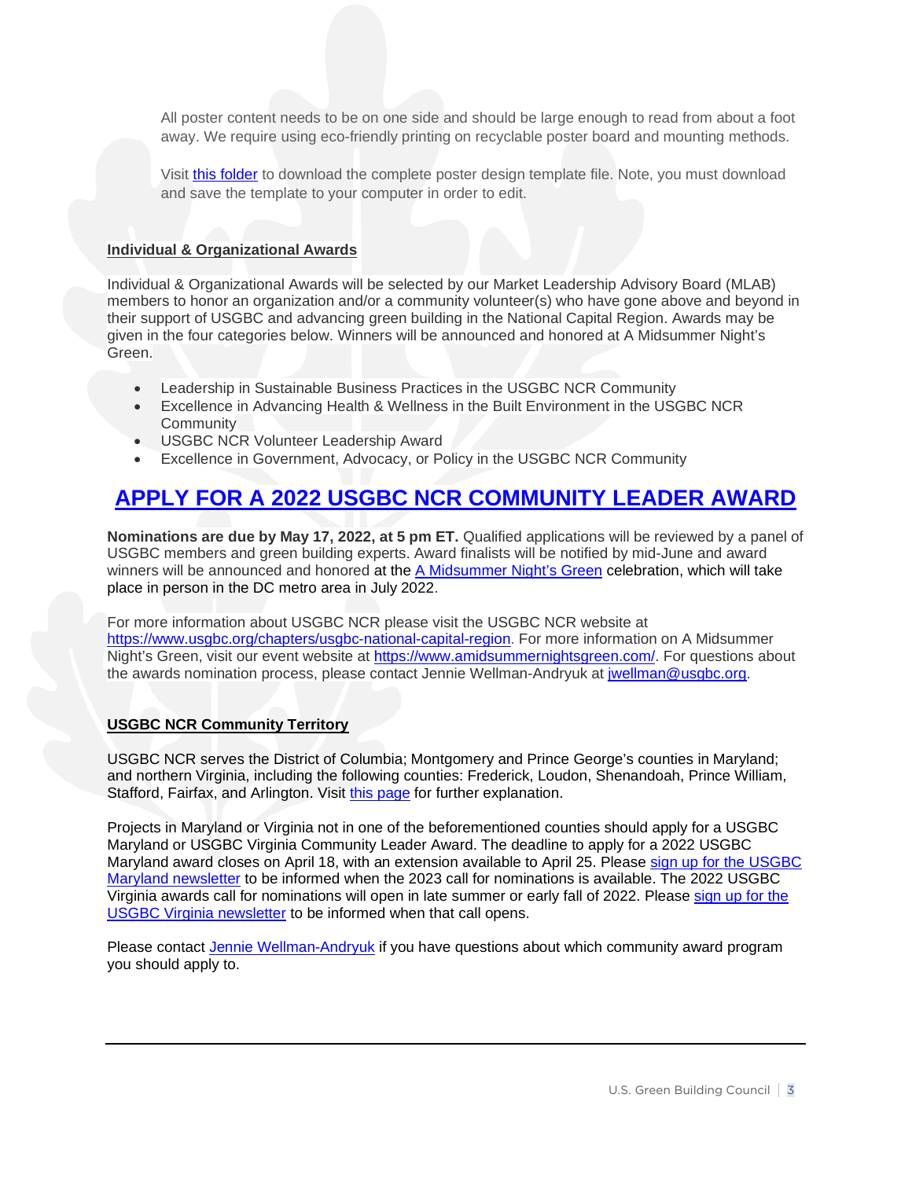All poster content needs to be on one side and should be large enough to read from about a foot away. We require using eco-friendly printing on recyclable poster board and mounting methods.

Visit this folder to download the complete poster design template file. Note, you must download and save the template to your computer in order to edit.

**Individual & Organizational Awards**

Individual & Organizational Awards will be selected by our Market Leadership Advisory Board (MLAB) members to honor an organization and/or a community volunteer(s) who have gone above and beyond in their support of USGBC and advancing green building in the National Capital Region. Awards may be given in the four categories below. Winners will be announced and honored at A Midsummer Night's Green.

- Leadership in Sustainable Business Practices in the USGBC NCR Community
- Excellence in Advancing Health & Wellness in the Built Environment in the USGBC NCR Community
- USGBC NCR Volunteer Leadership Award
- Excellence in Government, Advocacy, or Policy in the USGBC NCR Community

## APPLY FOR A 2022 USGBC NCR COMMUNITY LEADER AWARD

**Nominations are due by May 17, 2022, at 5 pm ET.** Qualified applications will be reviewed by a panel of USGBC members and green building experts. Award finalists will be notified by mid-June and award winners will be announced and honored at the A Midsummer Night's Green celebration, which will take place in person in the DC metro area in July 2022.

For more information about USGBC NCR please visit the USGBC NCR website at https://www.usgbc.org/chapters/usgbc-national-capital-region. For more information on A Midsummer Night's Green, visit our event website at https://www.amidsummernightsgreen.com/. For questions about the awards nomination process, please contact Jennie Wellman-Andryuk at jwellman@usgbc.org.

**USGBC NCR Community Territory**

USGBC NCR serves the District of Columbia; Montgomery and Prince George's counties in Maryland; and northern Virginia, including the following counties: Frederick, Loudon, Shenandoah, Prince William, Stafford, Fairfax, and Arlington. Visit this page for further explanation.

Projects in Maryland or Virginia not in one of the beforementioned counties should apply for a USGBC Maryland or USGBC Virginia Community Leader Award. The deadline to apply for a 2022 USGBC Maryland award closes on April 18, with an extension available to April 25. Please sign up for the USGBC Maryland newsletter to be informed when the 2023 call for nominations is available. The 2022 USGBC Virginia awards call for nominations will open in late summer or early fall of 2022. Please sign up for the USGBC Virginia newsletter to be informed when that call opens.

Please contact Jennie Wellman-Andryuk if you have questions about which community award program you should apply to.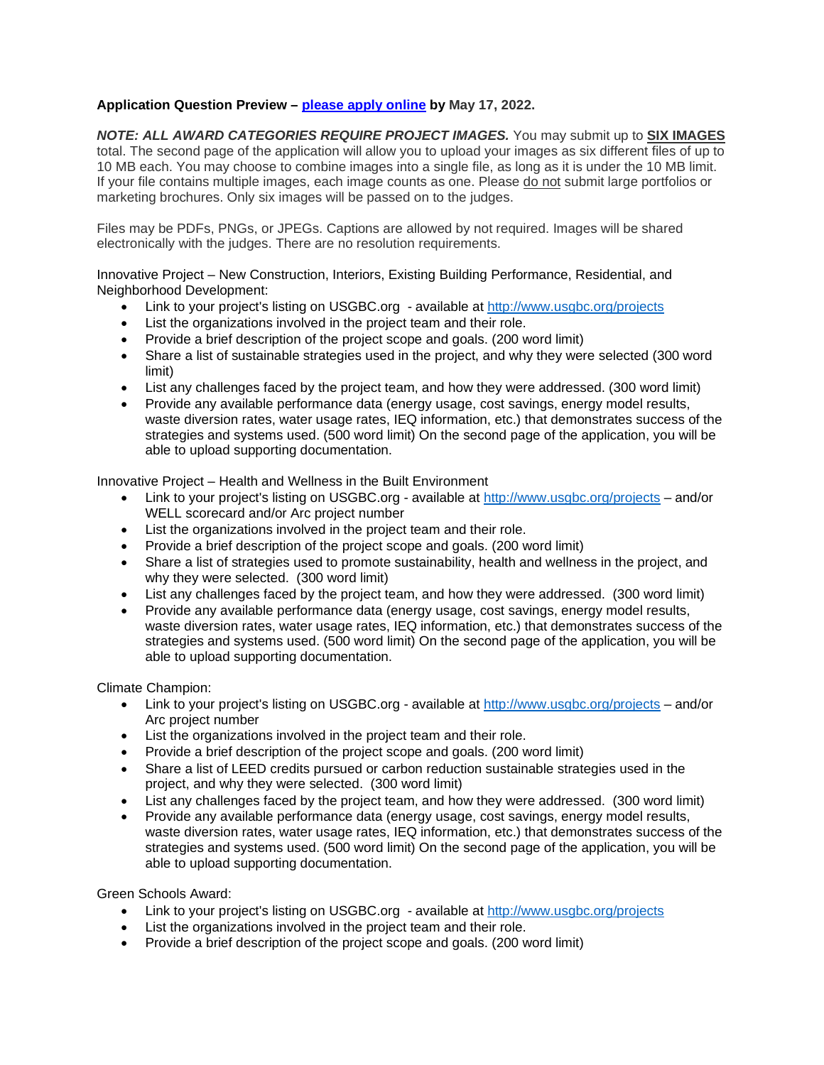**Application Question Preview – [please apply online](#) by May 17, 2022.**

***NOTE: ALL AWARD CATEGORIES REQUIRE PROJECT IMAGES.*** You may submit up to **SIX IMAGES** total. The second page of the application will allow you to upload your images as six different files of up to 10 MB each. You may choose to combine images into a single file, as long as it is under the 10 MB limit. If your file contains multiple images, each image counts as one. Please do not submit large portfolios or marketing brochures. Only six images will be passed on to the judges.

Files may be PDFs, PNGs, or JPEGs. Captions are allowed by not required. Images will be shared electronically with the judges. There are no resolution requirements.

Innovative Project – New Construction, Interiors, Existing Building Performance, Residential, and Neighborhood Development:

- Link to your project's listing on USGBC.org - available at http://www.usgbc.org/projects
- List the organizations involved in the project team and their role.
- Provide a brief description of the project scope and goals. (200 word limit)
- Share a list of sustainable strategies used in the project, and why they were selected (300 word limit)
- List any challenges faced by the project team, and how they were addressed. (300 word limit)
- Provide any available performance data (energy usage, cost savings, energy model results, waste diversion rates, water usage rates, IEQ information, etc.) that demonstrates success of the strategies and systems used. (500 word limit) On the second page of the application, you will be able to upload supporting documentation.

Innovative Project – Health and Wellness in the Built Environment

- Link to your project's listing on USGBC.org - available at http://www.usgbc.org/projects – and/or WELL scorecard and/or Arc project number
- List the organizations involved in the project team and their role.
- Provide a brief description of the project scope and goals. (200 word limit)
- Share a list of strategies used to promote sustainability, health and wellness in the project, and why they were selected. (300 word limit)
- List any challenges faced by the project team, and how they were addressed. (300 word limit)
- Provide any available performance data (energy usage, cost savings, energy model results, waste diversion rates, water usage rates, IEQ information, etc.) that demonstrates success of the strategies and systems used. (500 word limit) On the second page of the application, you will be able to upload supporting documentation.

Climate Champion:

- Link to your project's listing on USGBC.org - available at http://www.usgbc.org/projects – and/or Arc project number
- List the organizations involved in the project team and their role.
- Provide a brief description of the project scope and goals. (200 word limit)
- Share a list of LEED credits pursued or carbon reduction sustainable strategies used in the project, and why they were selected. (300 word limit)
- List any challenges faced by the project team, and how they were addressed. (300 word limit)
- Provide any available performance data (energy usage, cost savings, energy model results, waste diversion rates, water usage rates, IEQ information, etc.) that demonstrates success of the strategies and systems used. (500 word limit) On the second page of the application, you will be able to upload supporting documentation.

Green Schools Award:

- Link to your project's listing on USGBC.org - available at http://www.usgbc.org/projects
- List the organizations involved in the project team and their role.
- Provide a brief description of the project scope and goals. (200 word limit)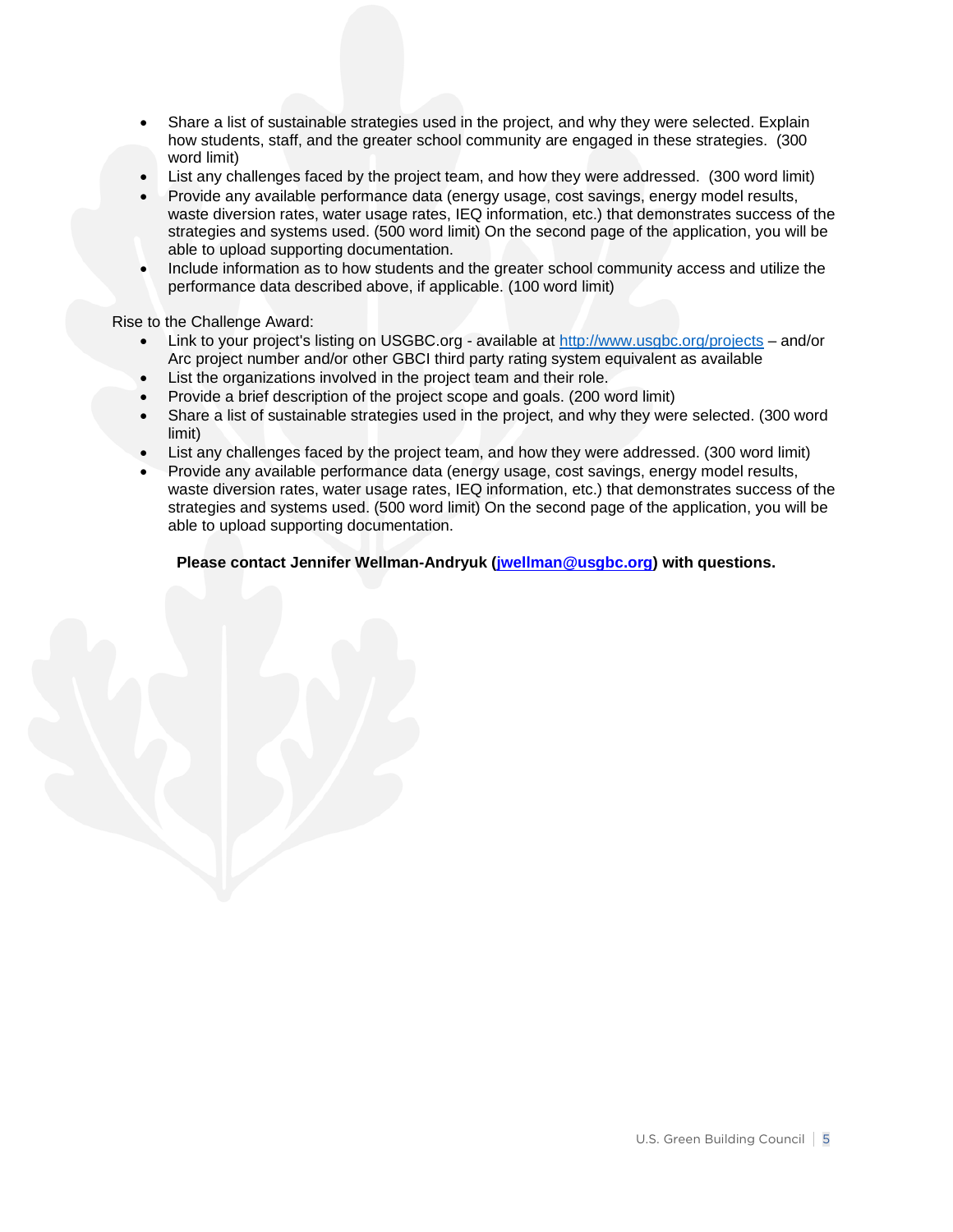- Share a list of sustainable strategies used in the project, and why they were selected. Explain how students, staff, and the greater school community are engaged in these strategies. (300 word limit)
- List any challenges faced by the project team, and how they were addressed. (300 word limit)
- Provide any available performance data (energy usage, cost savings, energy model results, waste diversion rates, water usage rates, IEQ information, etc.) that demonstrates success of the strategies and systems used. (500 word limit) On the second page of the application, you will be able to upload supporting documentation.
- Include information as to how students and the greater school community access and utilize the performance data described above, if applicable. (100 word limit)

Rise to the Challenge Award:

- Link to your project's listing on USGBC.org - available at http://www.usgbc.org/projects – and/or Arc project number and/or other GBCI third party rating system equivalent as available
- List the organizations involved in the project team and their role.
- Provide a brief description of the project scope and goals. (200 word limit)
- Share a list of sustainable strategies used in the project, and why they were selected. (300 word limit)
- List any challenges faced by the project team, and how they were addressed. (300 word limit)
- Provide any available performance data (energy usage, cost savings, energy model results, waste diversion rates, water usage rates, IEQ information, etc.) that demonstrates success of the strategies and systems used. (500 word limit) On the second page of the application, you will be able to upload supporting documentation.

**Please contact Jennifer Wellman-Andryuk (jwellman@usgbc.org) with questions.**